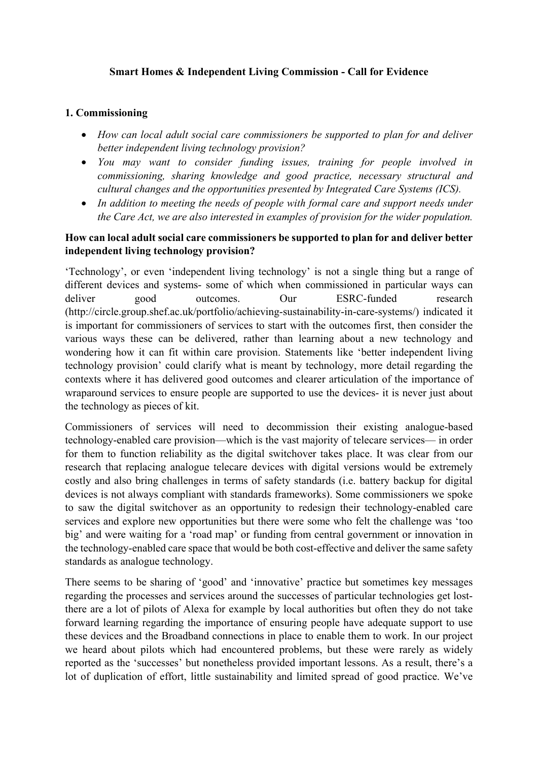**Smart Homes & Independent Living Commission - Call for Evidence**

**1. Commissioning**

- *How can local adult social care commissioners be supported to plan for and deliver better independent living technology provision?*
- *You may want to consider funding issues, training for people involved in commissioning, sharing knowledge and good practice, necessary structural and cultural changes and the opportunities presented by Integrated Care Systems (ICS).*
- *In addition to meeting the needs of people with formal care and support needs under the Care Act, we are also interested in examples of provision for the wider population.*

**How can local adult social care commissioners be supported to plan for and deliver better independent living technology provision?**

'Technology', or even 'independent living technology' is not a single thing but a range of different devices and systems- some of which when commissioned in particular ways can deliver good outcomes. Our ESRC-funded research (http://circle.group.shef.ac.uk/portfolio/achieving-sustainability-in-care-systems/) indicated it is important for commissioners of services to start with the outcomes first, then consider the various ways these can be delivered, rather than learning about a new technology and wondering how it can fit within care provision. Statements like 'better independent living technology provision' could clarify what is meant by technology, more detail regarding the contexts where it has delivered good outcomes and clearer articulation of the importance of wraparound services to ensure people are supported to use the devices- it is never just about the technology as pieces of kit.

Commissioners of services will need to decommission their existing analogue-based technology-enabled care provision—which is the vast majority of telecare services— in order for them to function reliability as the digital switchover takes place. It was clear from our research that replacing analogue telecare devices with digital versions would be extremely costly and also bring challenges in terms of safety standards (i.e. battery backup for digital devices is not always compliant with standards frameworks). Some commissioners we spoke to saw the digital switchover as an opportunity to redesign their technology-enabled care services and explore new opportunities but there were some who felt the challenge was 'too big' and were waiting for a 'road map' or funding from central government or innovation in the technology-enabled care space that would be both cost-effective and deliver the same safety standards as analogue technology.

There seems to be sharing of 'good' and 'innovative' practice but sometimes key messages regarding the processes and services around the successes of particular technologies get lost- there are a lot of pilots of Alexa for example by local authorities but often they do not take forward learning regarding the importance of ensuring people have adequate support to use these devices and the Broadband connections in place to enable them to work. In our project we heard about pilots which had encountered problems, but these were rarely as widely reported as the 'successes' but nonetheless provided important lessons. As a result, there's a lot of duplication of effort, little sustainability and limited spread of good practice. We've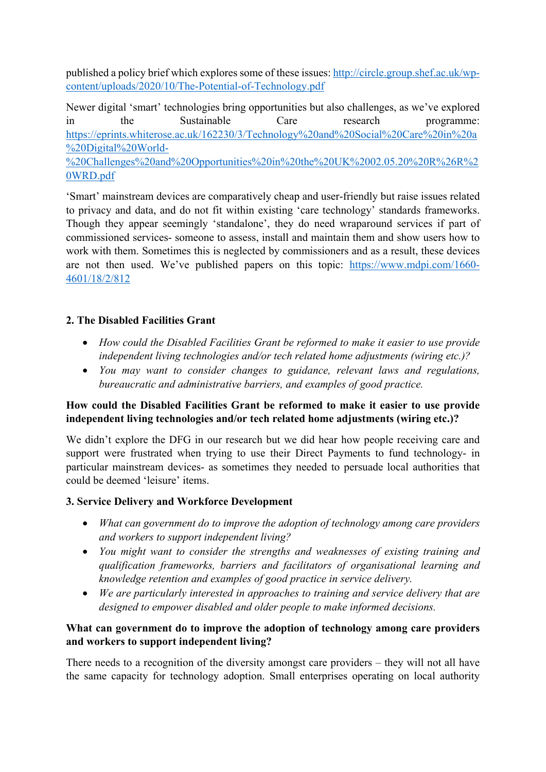published a policy brief which explores some of these issues: [http://circle.group.shef.ac.uk/wp-content/uploads/2020/10/The-Potential-of-Technology.pdf](http://circle.group.shef.ac.uk/wp-content/uploads/2020/10/The-Potential-of-Technology.pdf)

Newer digital 'smart' technologies bring opportunities but also challenges, as we've explored in the Sustainable Care research programme: [https://eprints.whiterose.ac.uk/162230/3/Technology%20and%20Social%20Care%20in%20a%20Digital%20World-%20Challenges%20and%20Opportunities%20in%20the%20UK%2002.05.20%20R%26R%20WRD.pdf](https://eprints.whiterose.ac.uk/162230/3/Technology%20and%20Social%20Care%20in%20a%20Digital%20World-%20Challenges%20and%20Opportunities%20in%20the%20UK%2002.05.20%20R%26R%20WRD.pdf)

'Smart' mainstream devices are comparatively cheap and user-friendly but raise issues related to privacy and data, and do not fit within existing 'care technology' standards frameworks. Though they appear seemingly 'standalone', they do need wraparound services if part of commissioned services- someone to assess, install and maintain them and show users how to work with them. Sometimes this is neglected by commissioners and as a result, these devices are not then used. We've published papers on this topic: [https://www.mdpi.com/1660-4601/18/2/812](https://www.mdpi.com/1660-4601/18/2/812)

## 2. The Disabled Facilities Grant

- *How could the Disabled Facilities Grant be reformed to make it easier to use provide independent living technologies and/or tech related home adjustments (wiring etc.)?*
- *You may want to consider changes to guidance, relevant laws and regulations, bureaucratic and administrative barriers, and examples of good practice.*

**How could the Disabled Facilities Grant be reformed to make it easier to use provide independent living technologies and/or tech related home adjustments (wiring etc.)?**

We didn't explore the DFG in our research but we did hear how people receiving care and support were frustrated when trying to use their Direct Payments to fund technology- in particular mainstream devices- as sometimes they needed to persuade local authorities that could be deemed 'leisure' items.

## 3. Service Delivery and Workforce Development

- *What can government do to improve the adoption of technology among care providers and workers to support independent living?*
- *You might want to consider the strengths and weaknesses of existing training and qualification frameworks, barriers and facilitators of organisational learning and knowledge retention and examples of good practice in service delivery.*
- *We are particularly interested in approaches to training and service delivery that are designed to empower disabled and older people to make informed decisions.*

**What can government do to improve the adoption of technology among care providers and workers to support independent living?**

There needs to a recognition of the diversity amongst care providers – they will not all have the same capacity for technology adoption. Small enterprises operating on local authority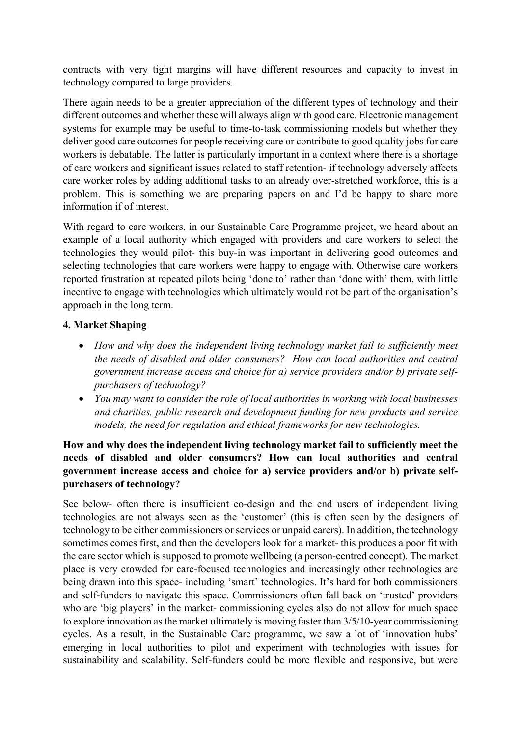contracts with very tight margins will have different resources and capacity to invest in technology compared to large providers.

There again needs to be a greater appreciation of the different types of technology and their different outcomes and whether these will always align with good care. Electronic management systems for example may be useful to time-to-task commissioning models but whether they deliver good care outcomes for people receiving care or contribute to good quality jobs for care workers is debatable. The latter is particularly important in a context where there is a shortage of care workers and significant issues related to staff retention- if technology adversely affects care worker roles by adding additional tasks to an already over-stretched workforce, this is a problem. This is something we are preparing papers on and I'd be happy to share more information if of interest.

With regard to care workers, in our Sustainable Care Programme project, we heard about an example of a local authority which engaged with providers and care workers to select the technologies they would pilot- this buy-in was important in delivering good outcomes and selecting technologies that care workers were happy to engage with. Otherwise care workers reported frustration at repeated pilots being 'done to' rather than 'done with' them, with little incentive to engage with technologies which ultimately would not be part of the organisation's approach in the long term.

**4. Market Shaping**

- *How and why does the independent living technology market fail to sufficiently meet the needs of disabled and older consumers? How can local authorities and central government increase access and choice for a) service providers and/or b) private self-purchasers of technology?*
- *You may want to consider the role of local authorities in working with local businesses and charities, public research and development funding for new products and service models, the need for regulation and ethical frameworks for new technologies.*

**How and why does the independent living technology market fail to sufficiently meet the needs of disabled and older consumers? How can local authorities and central government increase access and choice for a) service providers and/or b) private self-purchasers of technology?**

See below- often there is insufficient co-design and the end users of independent living technologies are not always seen as the 'customer' (this is often seen by the designers of technology to be either commissioners or services or unpaid carers). In addition, the technology sometimes comes first, and then the developers look for a market- this produces a poor fit with the care sector which is supposed to promote wellbeing (a person-centred concept). The market place is very crowded for care-focused technologies and increasingly other technologies are being drawn into this space- including 'smart' technologies. It's hard for both commissioners and self-funders to navigate this space. Commissioners often fall back on 'trusted' providers who are 'big players' in the market- commissioning cycles also do not allow for much space to explore innovation as the market ultimately is moving faster than 3/5/10-year commissioning cycles. As a result, in the Sustainable Care programme, we saw a lot of 'innovation hubs' emerging in local authorities to pilot and experiment with technologies with issues for sustainability and scalability. Self-funders could be more flexible and responsive, but were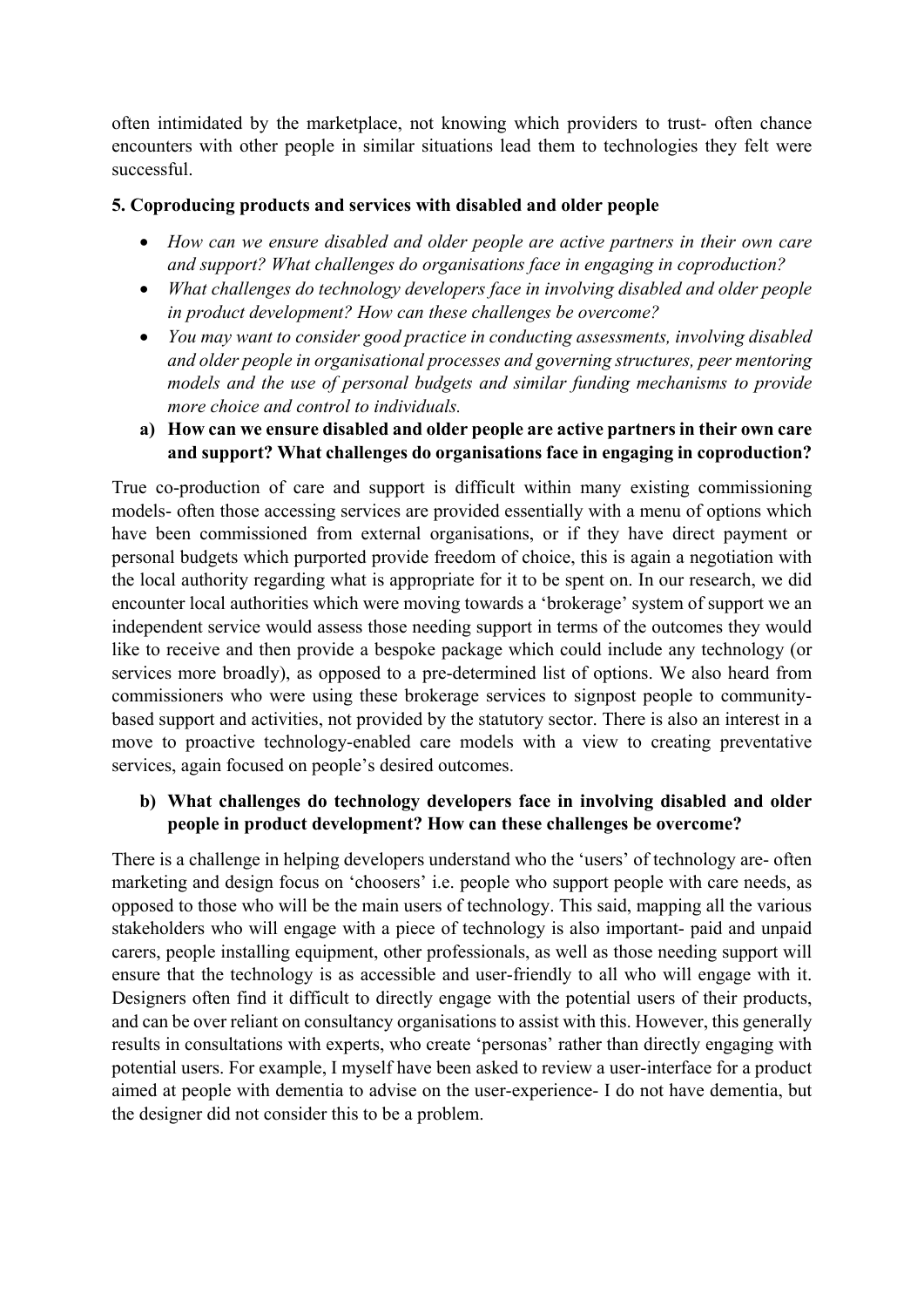often intimidated by the marketplace, not knowing which providers to trust- often chance encounters with other people in similar situations lead them to technologies they felt were successful.

### 5. Coproducing products and services with disabled and older people

- *How can we ensure disabled and older people are active partners in their own care and support? What challenges do organisations face in engaging in coproduction?*
- *What challenges do technology developers face in involving disabled and older people in product development? How can these challenges be overcome?*
- *You may want to consider good practice in conducting assessments, involving disabled and older people in organisational processes and governing structures, peer mentoring models and the use of personal budgets and similar funding mechanisms to provide more choice and control to individuals.*

#### a) How can we ensure disabled and older people are active partners in their own care and support? What challenges do organisations face in engaging in coproduction?

True co-production of care and support is difficult within many existing commissioning models- often those accessing services are provided essentially with a menu of options which have been commissioned from external organisations, or if they have direct payment or personal budgets which purported provide freedom of choice, this is again a negotiation with the local authority regarding what is appropriate for it to be spent on. In our research, we did encounter local authorities which were moving towards a 'brokerage' system of support we an independent service would assess those needing support in terms of the outcomes they would like to receive and then provide a bespoke package which could include any technology (or services more broadly), as opposed to a pre-determined list of options. We also heard from commissioners who were using these brokerage services to signpost people to community-based support and activities, not provided by the statutory sector. There is also an interest in a move to proactive technology-enabled care models with a view to creating preventative services, again focused on people's desired outcomes.

#### b) What challenges do technology developers face in involving disabled and older people in product development? How can these challenges be overcome?

There is a challenge in helping developers understand who the 'users' of technology are- often marketing and design focus on 'choosers' i.e. people who support people with care needs, as opposed to those who will be the main users of technology. This said, mapping all the various stakeholders who will engage with a piece of technology is also important- paid and unpaid carers, people installing equipment, other professionals, as well as those needing support will ensure that the technology is as accessible and user-friendly to all who will engage with it. Designers often find it difficult to directly engage with the potential users of their products, and can be over reliant on consultancy organisations to assist with this. However, this generally results in consultations with experts, who create 'personas' rather than directly engaging with potential users. For example, I myself have been asked to review a user-interface for a product aimed at people with dementia to advise on the user-experience- I do not have dementia, but the designer did not consider this to be a problem.